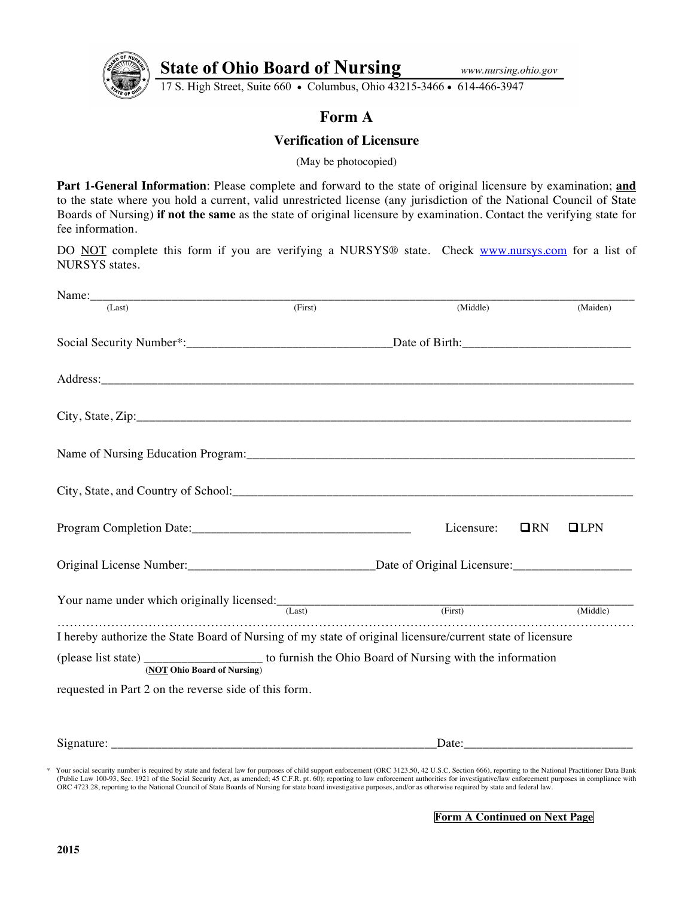# State of Ohio Board of Nursing

*www.nursing.ohio.gov*

17 S. High Street, Suite 660 • Columbus, Ohio 43215-3466 • 614-466-3947

## Form A

### Verification of Licensure

(May be photocopied)

**Part 1-General Information**: Please complete and forward to the state of original licensure by examination; **and** to the state where you hold a current, valid unrestricted license (any jurisdiction of the National Council of State Boards of Nursing) **if not the same** as the state of original licensure by examination. Contact the verifying state for fee information.

DO NOT complete this form if you are verifying a NURSYS® state. Check www.nursys.com for a list of NURSYS states.

Name:_______________________________________________________________________________
(Last) (First) (Middle) (Maiden)

Social Security Number*:________________________________Date of Birth:__________________________

Address:_______________________________________________________________________________

City, State, Zip:__________________________________________________________________________

Name of Nursing Education Program:_____________________________________________________________

City, State, and Country of School:_____________________________________________________________

Program Completion Date:__________________________________ Licensure: ❑RN ❑LPN

Original License Number:_____________________________Date of Original Licensure:__________________

Your name under which originally licensed:______________________________________________________
(Last) (First) (Middle)

I hereby authorize the State Board of Nursing of my state of original licensure/current state of licensure

(please list state) __________________ to furnish the Ohio Board of Nursing with the information
(**NOT Ohio Board of Nursing**)

requested in Part 2 on the reverse side of this form.

Signature: ____________________________________________________Date:__________________________

\* Your social security number is required by state and federal law for purposes of child support enforcement (ORC 3123.50, 42 U.S.C. Section 666), reporting to the National Practitioner Data Bank (Public Law 100-93, Sec. 1921 of the Social Security Act, as amended; 45 C.F.R. pt. 60); reporting to law enforcement authorities for investigative/law enforcement purposes in compliance with ORC 4723.28, reporting to the National Council of State Boards of Nursing for state board investigative purposes, and/or as otherwise required by state and federal law.

**Form A Continued on Next Page**

**2015**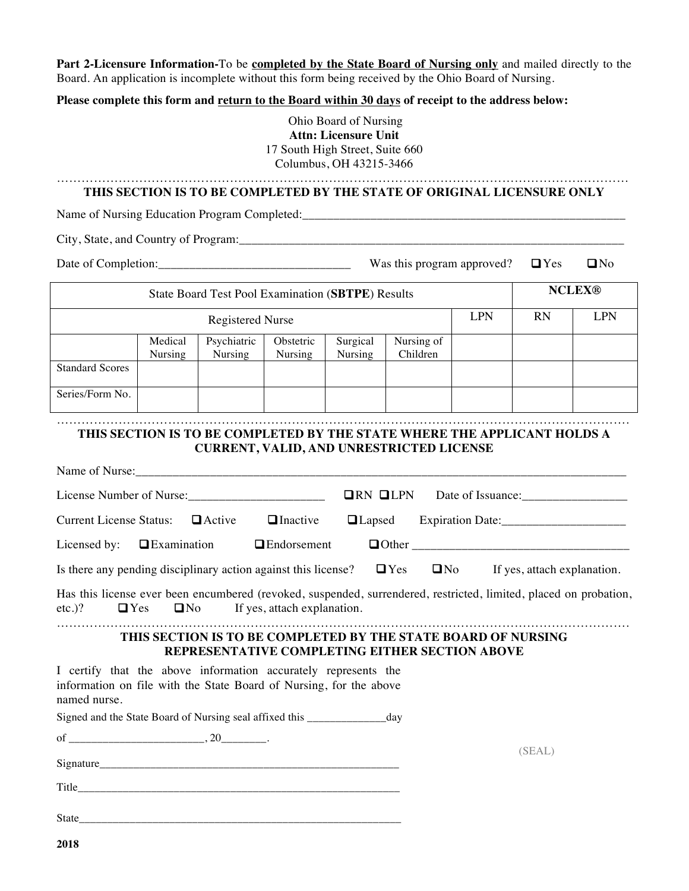**Part 2-Licensure Information-**To be **completed by the State Board of Nursing only** and mailed directly to the Board. An application is incomplete without this form being received by the Ohio Board of Nursing.

**Please complete this form and return to the Board within 30 days of receipt to the address below:**

Ohio Board of Nursing
**Attn: Licensure Unit**
17 South High Street, Suite 660
Columbus, OH 43215-3466

---

**THIS SECTION IS TO BE COMPLETED BY THE STATE OF ORIGINAL LICENSURE ONLY**

Name of Nursing Education Program Completed:\_\_\_\_\_\_\_\_\_\_\_\_\_\_\_\_\_\_\_\_\_\_\_\_\_\_\_\_\_\_\_\_\_\_\_\_\_\_\_\_\_\_\_\_\_\_\_\_\_\_

City, State, and Country of Program:\_\_\_\_\_\_\_\_\_\_\_\_\_\_\_\_\_\_\_\_\_\_\_\_\_\_\_\_\_\_\_\_\_\_\_\_\_\_\_\_\_\_\_\_\_\_\_\_\_\_\_\_\_\_\_\_\_\_

Date of Completion:\_\_\_\_\_\_\_\_\_\_\_\_\_\_\_\_\_\_\_\_\_\_\_\_\_\_\_\_\_\_ Was this program approved? ❑Yes ❑No

| State Board Test Pool Examination (**SBTPE**) Results | | | | | | | **NCLEX®** | |
|---|---|---|---|---|---|---|---|---|
| Registered Nurse | | | | | | LPN | RN | LPN |
| | Medical Nursing | Psychiatric Nursing | Obstetric Nursing | Surgical Nursing | Nursing of Children | | | |
| Standard Scores | | | | | | | | |
| Series/Form No. | | | | | | | | |

---

**THIS SECTION IS TO BE COMPLETED BY THE STATE WHERE THE APPLICANT HOLDS A CURRENT, VALID, AND UNRESTRICTED LICENSE**

Name of Nurse:\_\_\_\_\_\_\_\_\_\_\_\_\_\_\_\_\_\_\_\_\_\_\_\_\_\_\_\_\_\_\_\_\_\_\_\_\_\_\_\_\_\_\_\_\_\_\_\_\_\_\_\_\_\_\_\_\_\_\_\_\_\_\_\_\_\_\_\_\_\_\_\_\_\_\_\_

License Number of Nurse:\_\_\_\_\_\_\_\_\_\_\_\_\_\_\_\_\_\_\_\_\_\_ ❑RN ❑LPN Date of Issuance:\_\_\_\_\_\_\_\_\_\_\_\_\_\_\_\_\_

Current License Status: ❑Active ❑Inactive ❑Lapsed Expiration Date:\_\_\_\_\_\_\_\_\_\_\_\_\_\_\_\_\_\_\_

Licensed by: ❑Examination ❑Endorsement ❑Other \_\_\_\_\_\_\_\_\_\_\_\_\_\_\_\_\_\_\_\_\_\_\_\_\_\_\_\_\_\_\_\_\_\_\_

Is there any pending disciplinary action against this license? ❑Yes ❑No If yes, attach explanation.

Has this license ever been encumbered (revoked, suspended, surrendered, restricted, limited, placed on probation, etc.)? ❑Yes ❑No If yes, attach explanation.

---

**THIS SECTION IS TO BE COMPLETED BY THE STATE BOARD OF NURSING REPRESENTATIVE COMPLETING EITHER SECTION ABOVE**

I certify that the above information accurately represents the information on file with the State Board of Nursing, for the above named nurse.

Signed and the State Board of Nursing seal affixed this \_\_\_\_\_\_\_\_\_\_\_\_\_\_day

of \_\_\_\_\_\_\_\_\_\_\_\_\_\_\_\_\_\_\_\_\_\_\_, 20\_\_\_\_\_\_\_\_.

(SEAL)

Signature\_\_\_\_\_\_\_\_\_\_\_\_\_\_\_\_\_\_\_\_\_\_\_\_\_\_\_\_\_\_\_\_\_\_\_\_\_\_\_\_\_\_\_\_\_\_\_\_\_\_\_\_\_

Title\_\_\_\_\_\_\_\_\_\_\_\_\_\_\_\_\_\_\_\_\_\_\_\_\_\_\_\_\_\_\_\_\_\_\_\_\_\_\_\_\_\_\_\_\_\_\_\_\_\_\_\_\_\_\_\_\_

State\_\_\_\_\_\_\_\_\_\_\_\_\_\_\_\_\_\_\_\_\_\_\_\_\_\_\_\_\_\_\_\_\_\_\_\_\_\_\_\_\_\_\_\_\_\_\_\_\_\_\_\_\_\_\_\_\_

**2018**